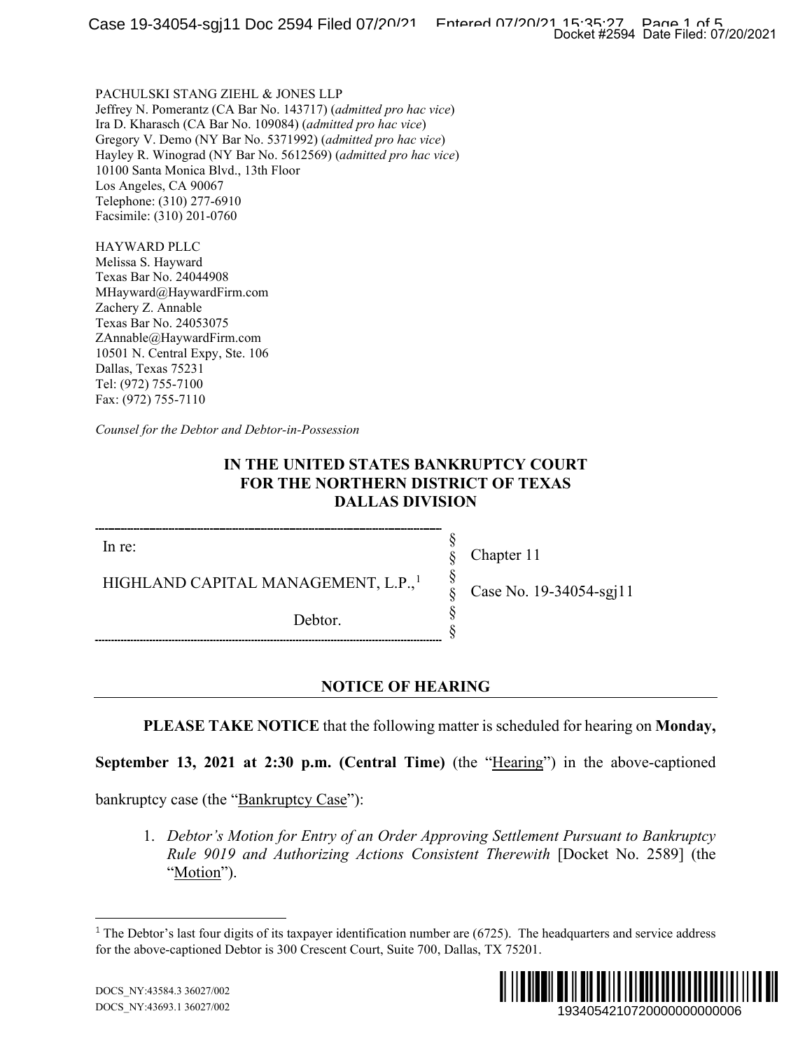PACHULSKI STANG ZIEHL & JONES LLP
Jeffrey N. Pomerantz (CA Bar No. 143717) (*admitted pro hac vice*)
Ira D. Kharasch (CA Bar No. 109084) (*admitted pro hac vice*)
Gregory V. Demo (NY Bar No. 5371992) (*admitted pro hac vice*)
Hayley R. Winograd (NY Bar No. 5612569) (*admitted pro hac vice*)
10100 Santa Monica Blvd., 13th Floor
Los Angeles, CA 90067
Telephone: (310) 277-6910
Facsimile: (310) 201-0760

HAYWARD PLLC
Melissa S. Hayward
Texas Bar No. 24044908
MHayward@HaywardFirm.com
Zachery Z. Annable
Texas Bar No. 24053075
ZAnnable@HaywardFirm.com
10501 N. Central Expy, Ste. 106
Dallas, Texas 75231
Tel: (972) 755-7100
Fax: (972) 755-7110

*Counsel for the Debtor and Debtor-in-Possession*

**IN THE UNITED STATES BANKRUPTCY COURT
FOR THE NORTHERN DISTRICT OF TEXAS
DALLAS DIVISION**

| | | |
|---|---|---|
| In re: | § | Chapter 11 |
| HIGHLAND CAPITAL MANAGEMENT, L.P.,[1] | § | Case No. 19-34054-sgj11 |
| Debtor. | § | |

## NOTICE OF HEARING

**PLEASE TAKE NOTICE** that the following matter is scheduled for hearing on **Monday, September 13, 2021 at 2:30 p.m. (Central Time)** (the "Hearing") in the above-captioned bankruptcy case (the "Bankruptcy Case"):

1. *Debtor's Motion for Entry of an Order Approving Settlement Pursuant to Bankruptcy Rule 9019 and Authorizing Actions Consistent Therewith* [Docket No. 2589] (the "Motion").

[1] The Debtor's last four digits of its taxpayer identification number are (6725). The headquarters and service address for the above-captioned Debtor is 300 Crescent Court, Suite 700, Dallas, TX 75201.

DOCS_NY:43584.3 36027/002
DOCS_NY:43693.1 36027/002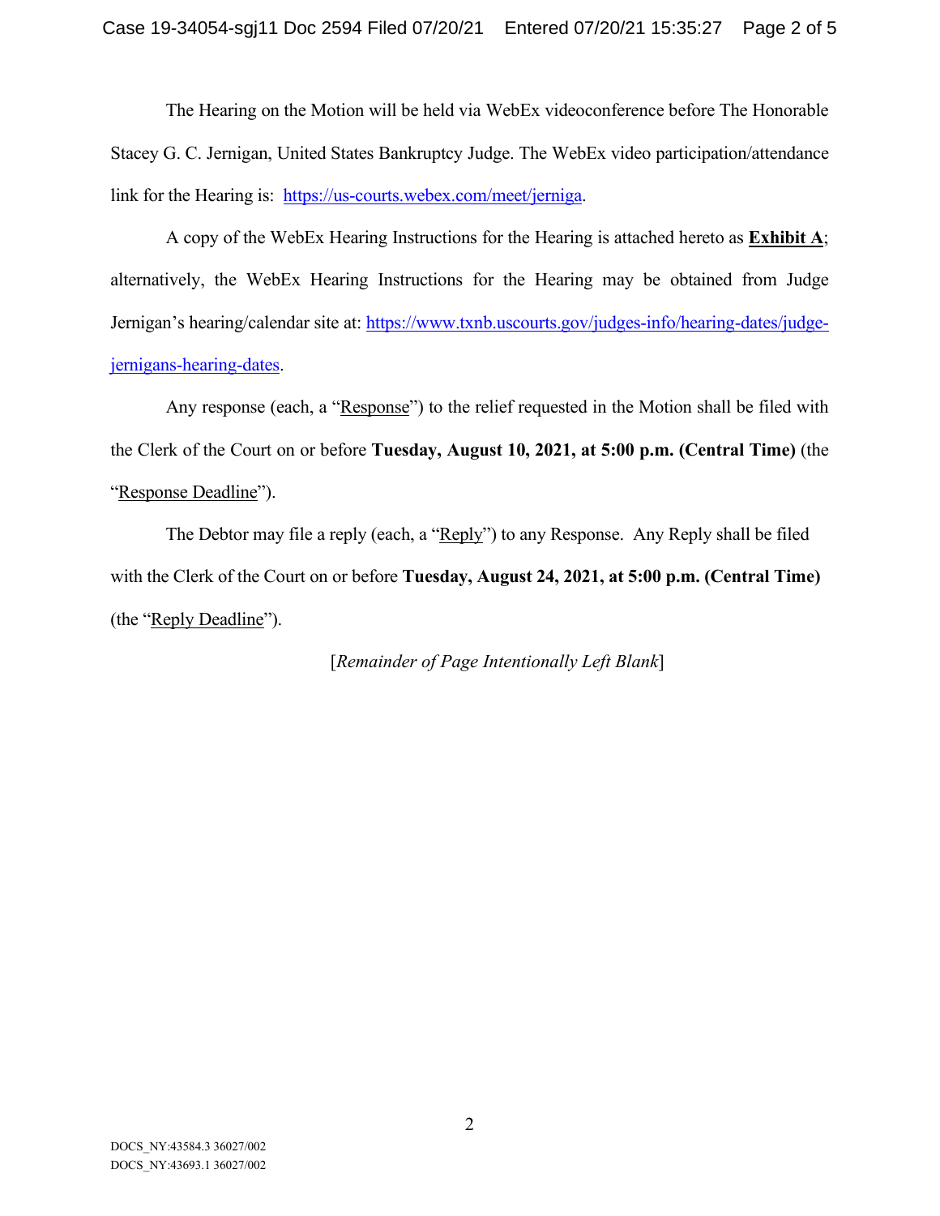The Hearing on the Motion will be held via WebEx videoconference before The Honorable Stacey G. C. Jernigan, United States Bankruptcy Judge. The WebEx video participation/attendance link for the Hearing is: https://us-courts.webex.com/meet/jerniga.

A copy of the WebEx Hearing Instructions for the Hearing is attached hereto as **Exhibit A**; alternatively, the WebEx Hearing Instructions for the Hearing may be obtained from Judge Jernigan's hearing/calendar site at: https://www.txnb.uscourts.gov/judges-info/hearing-dates/judge-jernigans-hearing-dates.

Any response (each, a "Response") to the relief requested in the Motion shall be filed with the Clerk of the Court on or before **Tuesday, August 10, 2021, at 5:00 p.m. (Central Time)** (the "Response Deadline").

The Debtor may file a reply (each, a "Reply") to any Response. Any Reply shall be filed with the Clerk of the Court on or before **Tuesday, August 24, 2021, at 5:00 p.m. (Central Time)** (the "Reply Deadline").

[*Remainder of Page Intentionally Left Blank*]

DOCS_NY:43584.3 36027/002
DOCS_NY:43693.1 36027/002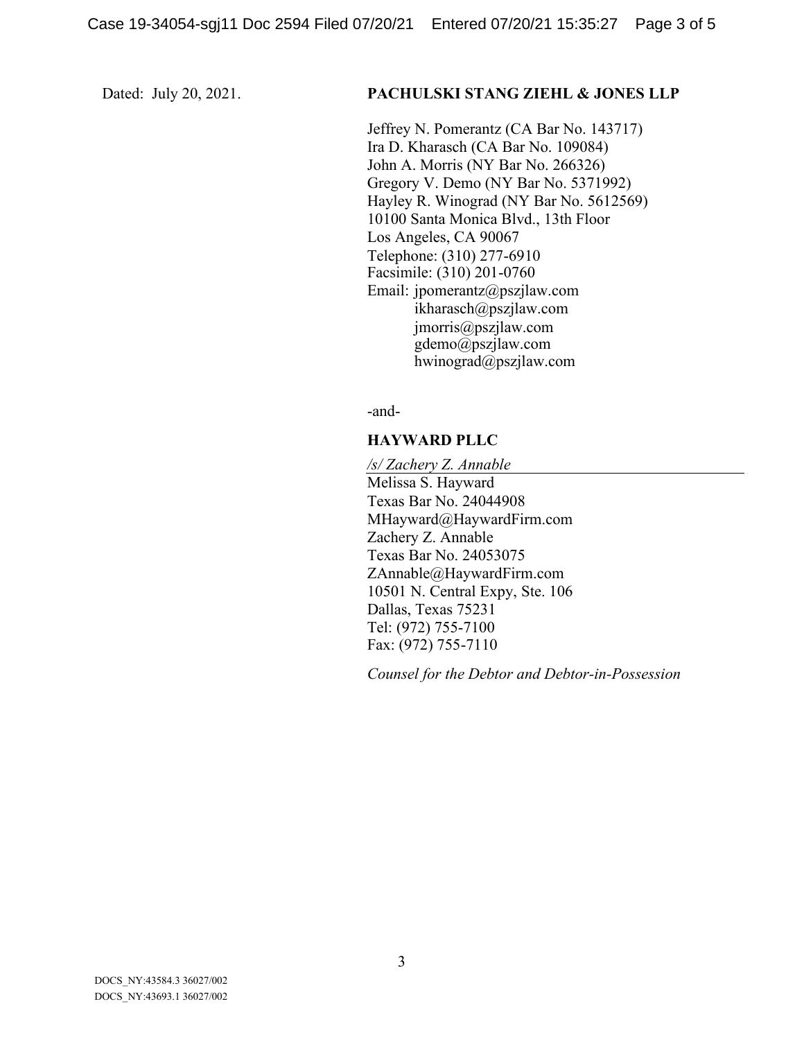Dated: July 20, 2021.

**PACHULSKI STANG ZIEHL & JONES LLP**

Jeffrey N. Pomerantz (CA Bar No. 143717)
Ira D. Kharasch (CA Bar No. 109084)
John A. Morris (NY Bar No. 266326)
Gregory V. Demo (NY Bar No. 5371992)
Hayley R. Winograd (NY Bar No. 5612569)
10100 Santa Monica Blvd., 13th Floor
Los Angeles, CA 90067
Telephone: (310) 277-6910
Facsimile: (310) 201-0760
Email: jpomerantz@pszjlaw.com
ikharasch@pszjlaw.com
jmorris@pszjlaw.com
gdemo@pszjlaw.com
hwinograd@pszjlaw.com

-and-

**HAYWARD PLLC**

*/s/ Zachery Z. Annable*
Melissa S. Hayward
Texas Bar No. 24044908
MHayward@HaywardFirm.com
Zachery Z. Annable
Texas Bar No. 24053075
ZAnnable@HaywardFirm.com
10501 N. Central Expy, Ste. 106
Dallas, Texas 75231
Tel: (972) 755-7100
Fax: (972) 755-7110

*Counsel for the Debtor and Debtor-in-Possession*

DOCS_NY:43584.3 36027/002
DOCS_NY:43693.1 36027/002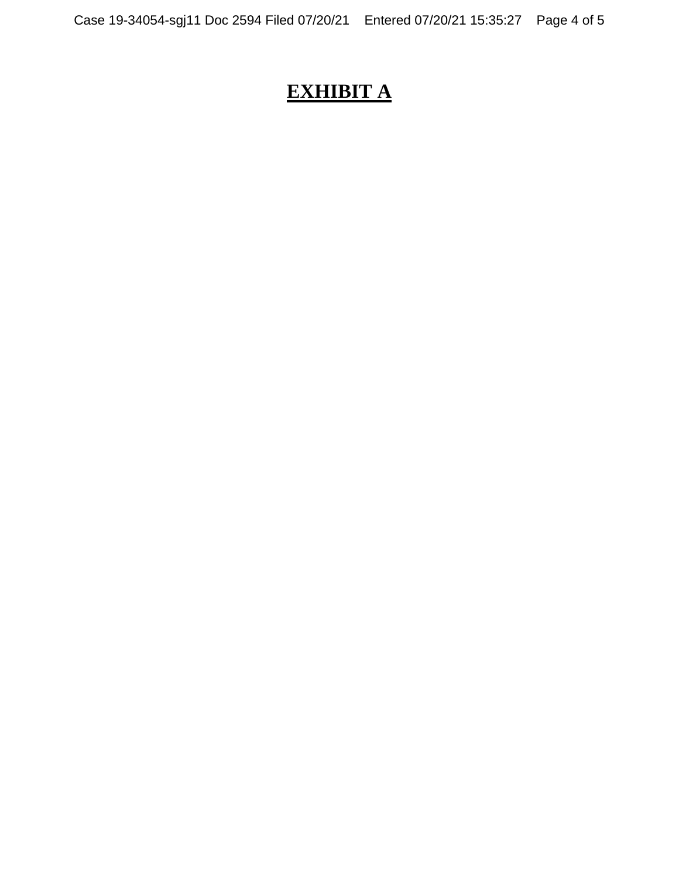# **EXHIBIT A**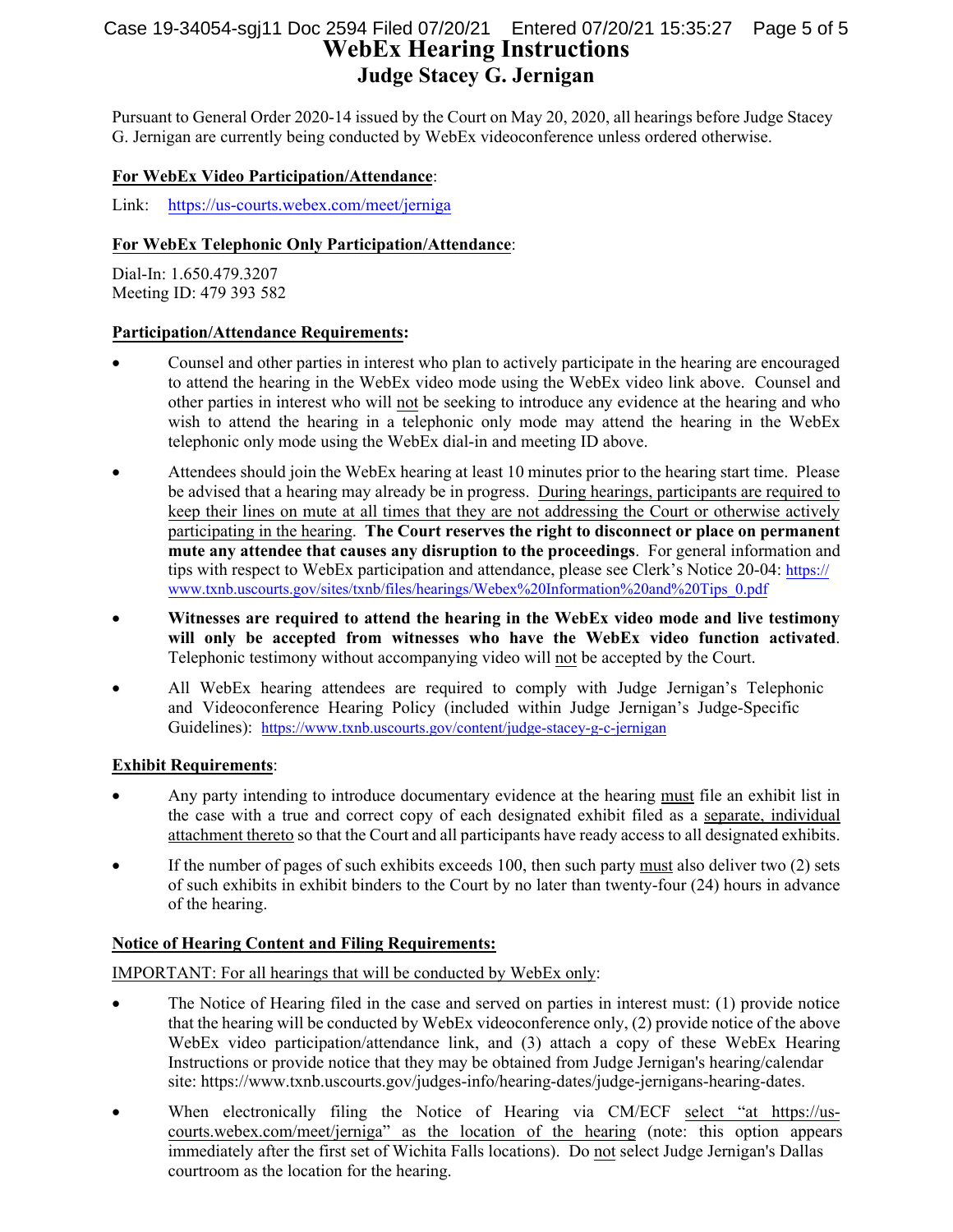# WebEx Hearing Instructions
## Judge Stacey G. Jernigan

Pursuant to General Order 2020-14 issued by the Court on May 20, 2020, all hearings before Judge Stacey G. Jernigan are currently being conducted by WebEx videoconference unless ordered otherwise.

**For WebEx Video Participation/Attendance**:

Link: https://us-courts.webex.com/meet/jerniga

**For WebEx Telephonic Only Participation/Attendance**:

Dial-In: 1.650.479.3207
Meeting ID: 479 393 582

**Participation/Attendance Requirements:**

- Counsel and other parties in interest who plan to actively participate in the hearing are encouraged to attend the hearing in the WebEx video mode using the WebEx video link above. Counsel and other parties in interest who will not be seeking to introduce any evidence at the hearing and who wish to attend the hearing in a telephonic only mode may attend the hearing in the WebEx telephonic only mode using the WebEx dial-in and meeting ID above.
- Attendees should join the WebEx hearing at least 10 minutes prior to the hearing start time. Please be advised that a hearing may already be in progress. During hearings, participants are required to keep their lines on mute at all times that they are not addressing the Court or otherwise actively participating in the hearing. **The Court reserves the right to disconnect or place on permanent mute any attendee that causes any disruption to the proceedings**. For general information and tips with respect to WebEx participation and attendance, please see Clerk's Notice 20-04: https://www.txnb.uscourts.gov/sites/txnb/files/hearings/Webex%20Information%20and%20Tips_0.pdf
- **Witnesses are required to attend the hearing in the WebEx video mode and live testimony will only be accepted from witnesses who have the WebEx video function activated**. Telephonic testimony without accompanying video will not be accepted by the Court.
- All WebEx hearing attendees are required to comply with Judge Jernigan's Telephonic and Videoconference Hearing Policy (included within Judge Jernigan's Judge-Specific Guidelines): https://www.txnb.uscourts.gov/content/judge-stacey-g-c-jernigan

**Exhibit Requirements**:

- Any party intending to introduce documentary evidence at the hearing must file an exhibit list in the case with a true and correct copy of each designated exhibit filed as a separate, individual attachment thereto so that the Court and all participants have ready access to all designated exhibits.
- If the number of pages of such exhibits exceeds 100, then such party must also deliver two (2) sets of such exhibits in exhibit binders to the Court by no later than twenty-four (24) hours in advance of the hearing.

**Notice of Hearing Content and Filing Requirements:**

IMPORTANT: For all hearings that will be conducted by WebEx only:

- The Notice of Hearing filed in the case and served on parties in interest must: (1) provide notice that the hearing will be conducted by WebEx videoconference only, (2) provide notice of the above WebEx video participation/attendance link, and (3) attach a copy of these WebEx Hearing Instructions or provide notice that they may be obtained from Judge Jernigan's hearing/calendar site: https://www.txnb.uscourts.gov/judges-info/hearing-dates/judge-jernigans-hearing-dates.
- When electronically filing the Notice of Hearing via CM/ECF select "at https://us-courts.webex.com/meet/jerniga" as the location of the hearing (note: this option appears immediately after the first set of Wichita Falls locations). Do not select Judge Jernigan's Dallas courtroom as the location for the hearing.